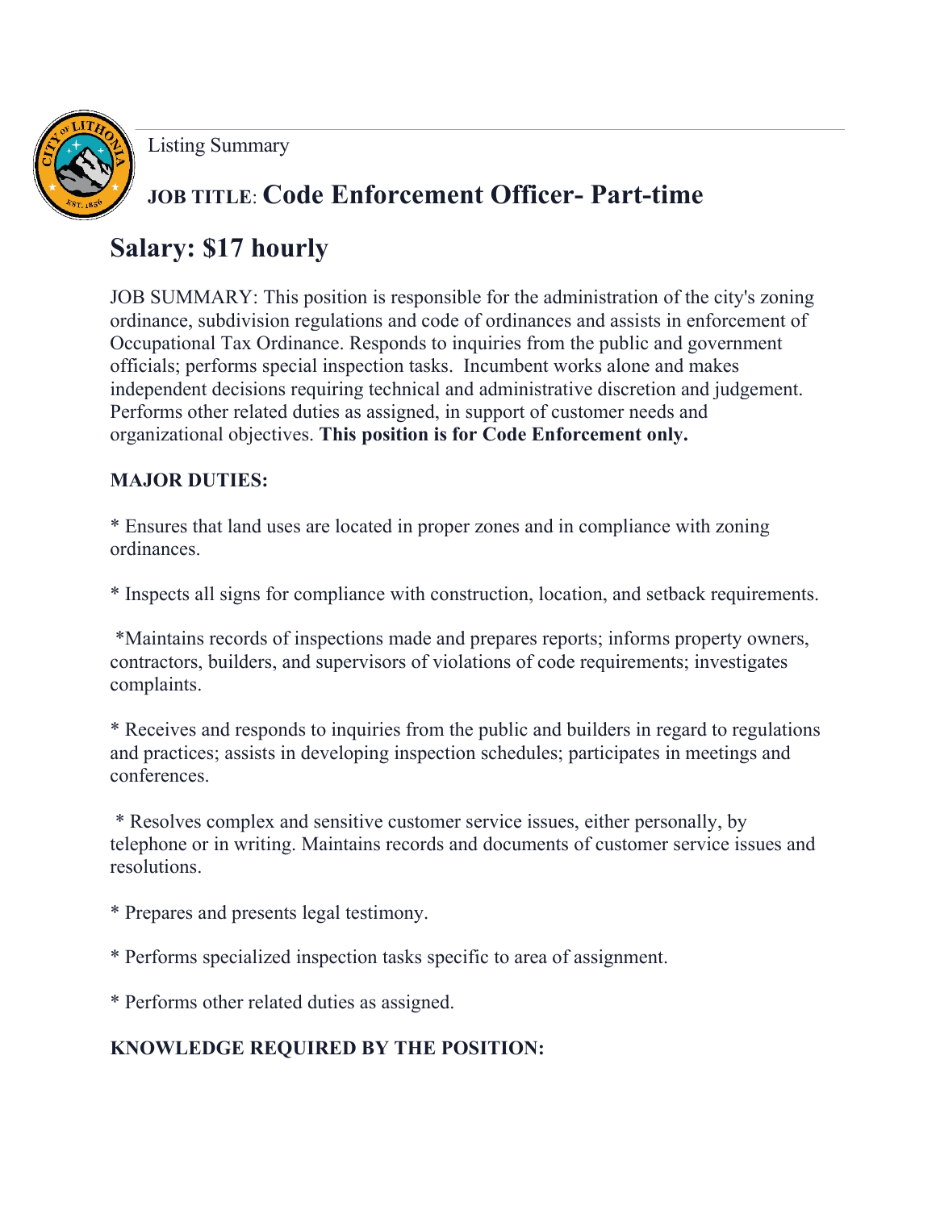Listing Summary

## JOB TITLE: Code Enforcement Officer- Part-time

# Salary: $17 hourly

JOB SUMMARY: This position is responsible for the administration of the city's zoning ordinance, subdivision regulations and code of ordinances and assists in enforcement of Occupational Tax Ordinance. Responds to inquiries from the public and government officials; performs special inspection tasks. Incumbent works alone and makes independent decisions requiring technical and administrative discretion and judgement. Performs other related duties as assigned, in support of customer needs and organizational objectives. **This position is for Code Enforcement only.**

**MAJOR DUTIES:**

* Ensures that land uses are located in proper zones and in compliance with zoning ordinances.

* Inspects all signs for compliance with construction, location, and setback requirements.

* Maintains records of inspections made and prepares reports; informs property owners, contractors, builders, and supervisors of violations of code requirements; investigates complaints.

* Receives and responds to inquiries from the public and builders in regard to regulations and practices; assists in developing inspection schedules; participates in meetings and conferences.

* Resolves complex and sensitive customer service issues, either personally, by telephone or in writing. Maintains records and documents of customer service issues and resolutions.

* Prepares and presents legal testimony.

* Performs specialized inspection tasks specific to area of assignment.

* Performs other related duties as assigned.

**KNOWLEDGE REQUIRED BY THE POSITION:**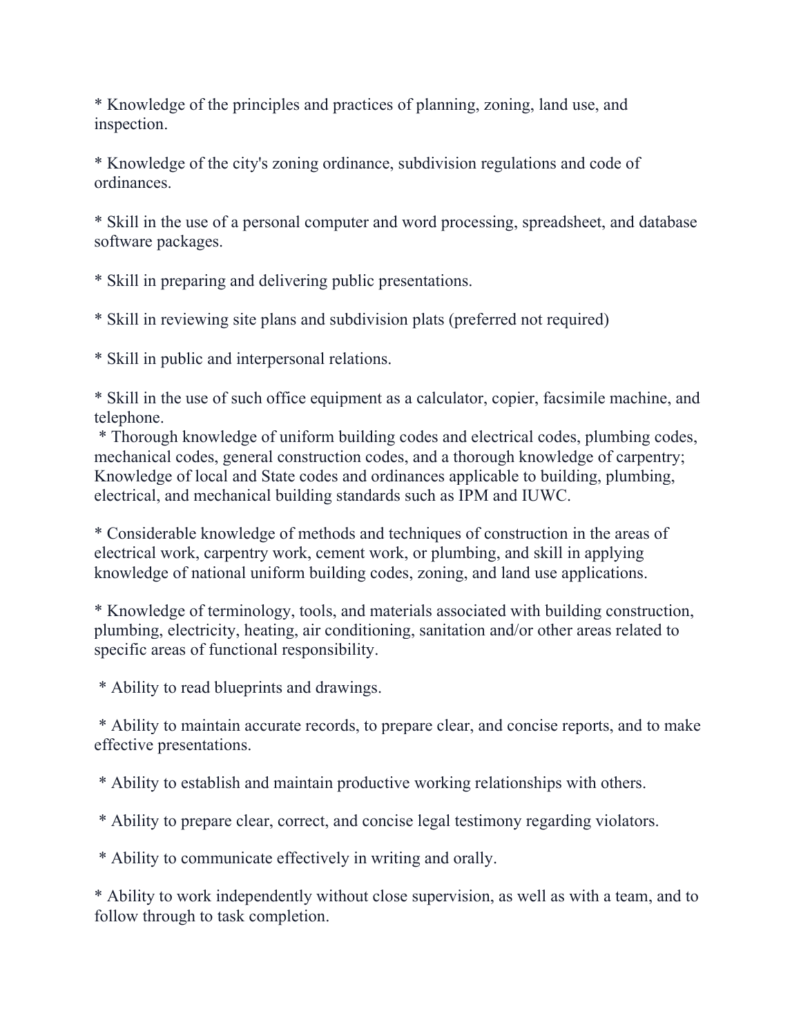* Knowledge of the principles and practices of planning, zoning, land use, and inspection.

* Knowledge of the city's zoning ordinance, subdivision regulations and code of ordinances.

* Skill in the use of a personal computer and word processing, spreadsheet, and database software packages.

* Skill in preparing and delivering public presentations.

* Skill in reviewing site plans and subdivision plats (preferred not required)

* Skill in public and interpersonal relations.

* Skill in the use of such office equipment as a calculator, copier, facsimile machine, and telephone.

* Thorough knowledge of uniform building codes and electrical codes, plumbing codes, mechanical codes, general construction codes, and a thorough knowledge of carpentry; Knowledge of local and State codes and ordinances applicable to building, plumbing, electrical, and mechanical building standards such as IPM and IUWC.

* Considerable knowledge of methods and techniques of construction in the areas of electrical work, carpentry work, cement work, or plumbing, and skill in applying knowledge of national uniform building codes, zoning, and land use applications.

* Knowledge of terminology, tools, and materials associated with building construction, plumbing, electricity, heating, air conditioning, sanitation and/or other areas related to specific areas of functional responsibility.

* Ability to read blueprints and drawings.

* Ability to maintain accurate records, to prepare clear, and concise reports, and to make effective presentations.

* Ability to establish and maintain productive working relationships with others.

* Ability to prepare clear, correct, and concise legal testimony regarding violators.

* Ability to communicate effectively in writing and orally.

* Ability to work independently without close supervision, as well as with a team, and to follow through to task completion.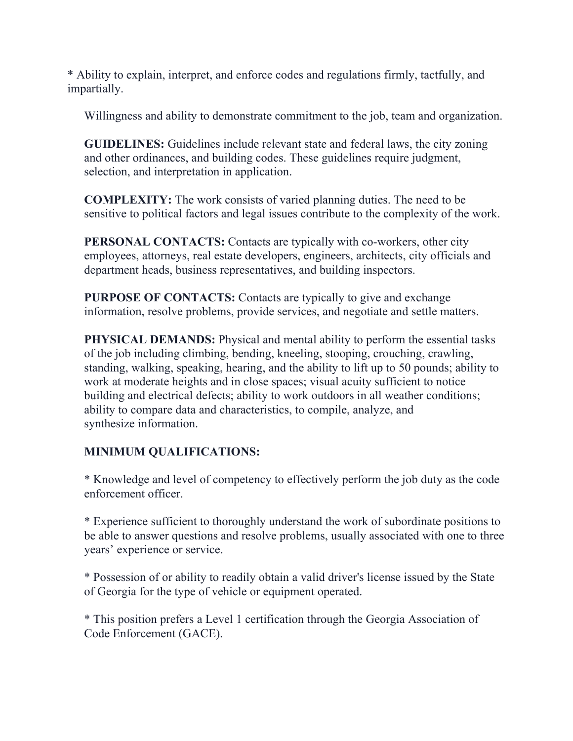* Ability to explain, interpret, and enforce codes and regulations firmly, tactfully, and impartially.

Willingness and ability to demonstrate commitment to the job, team and organization.

**GUIDELINES:** Guidelines include relevant state and federal laws, the city zoning and other ordinances, and building codes. These guidelines require judgment, selection, and interpretation in application.

**COMPLEXITY:** The work consists of varied planning duties. The need to be sensitive to political factors and legal issues contribute to the complexity of the work.

**PERSONAL CONTACTS:** Contacts are typically with co-workers, other city employees, attorneys, real estate developers, engineers, architects, city officials and department heads, business representatives, and building inspectors.

**PURPOSE OF CONTACTS:** Contacts are typically to give and exchange information, resolve problems, provide services, and negotiate and settle matters.

**PHYSICAL DEMANDS:** Physical and mental ability to perform the essential tasks of the job including climbing, bending, kneeling, stooping, crouching, crawling, standing, walking, speaking, hearing, and the ability to lift up to 50 pounds; ability to work at moderate heights and in close spaces; visual acuity sufficient to notice building and electrical defects; ability to work outdoors in all weather conditions; ability to compare data and characteristics, to compile, analyze, and synthesize information.

**MINIMUM QUALIFICATIONS:**

* Knowledge and level of competency to effectively perform the job duty as the code enforcement officer.

* Experience sufficient to thoroughly understand the work of subordinate positions to be able to answer questions and resolve problems, usually associated with one to three years' experience or service.

* Possession of or ability to readily obtain a valid driver's license issued by the State of Georgia for the type of vehicle or equipment operated.

* This position prefers a Level 1 certification through the Georgia Association of Code Enforcement (GACE).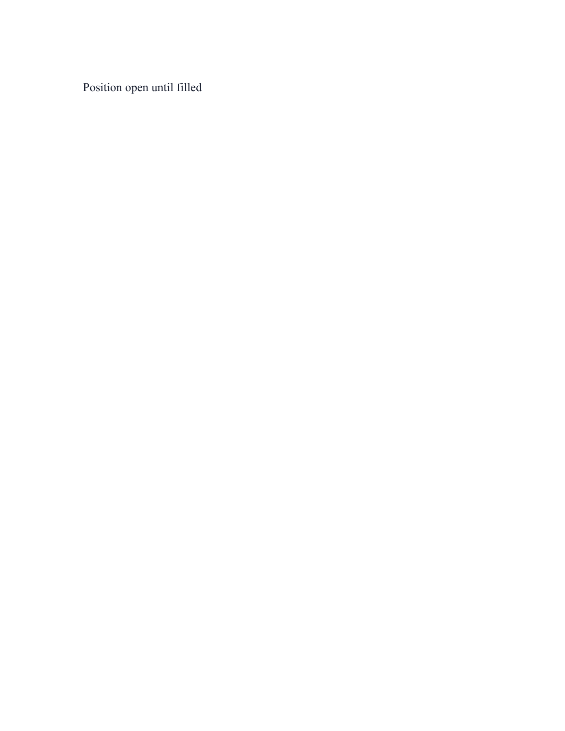Position open until filled